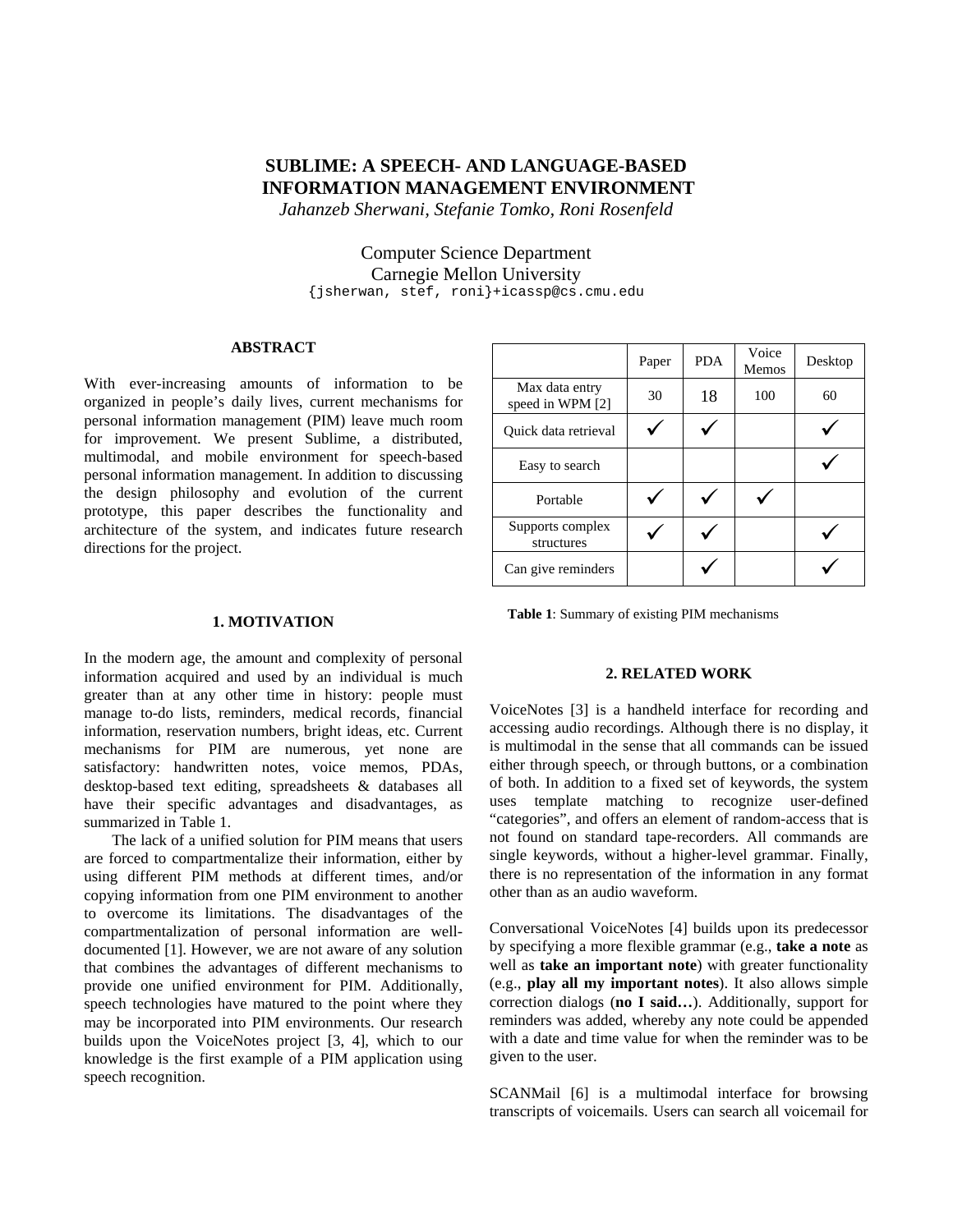# SUBLIME: A SPEECH- AND LANGUAGE-BASED INFORMATION MANAGEMENT ENVIRONMENT

*Jahanzeb Sherwani, Stefanie Tomko, Roni Rosenfeld*

Computer Science Department
Carnegie Mellon University
{jsherwan, stef, roni}+icassp@cs.cmu.edu

## ABSTRACT

With ever-increasing amounts of information to be organized in people's daily lives, current mechanisms for personal information management (PIM) leave much room for improvement. We present Sublime, a distributed, multimodal, and mobile environment for speech-based personal information management. In addition to discussing the design philosophy and evolution of the current prototype, this paper describes the functionality and architecture of the system, and indicates future research directions for the project.

## 1. MOTIVATION

In the modern age, the amount and complexity of personal information acquired and used by an individual is much greater than at any other time in history: people must manage to-do lists, reminders, medical records, financial information, reservation numbers, bright ideas, etc. Current mechanisms for PIM are numerous, yet none are satisfactory: handwritten notes, voice memos, PDAs, desktop-based text editing, spreadsheets & databases all have their specific advantages and disadvantages, as summarized in Table 1.

The lack of a unified solution for PIM means that users are forced to compartmentalize their information, either by using different PIM methods at different times, and/or copying information from one PIM environment to another to overcome its limitations. The disadvantages of the compartmentalization of personal information are well-documented [1]. However, we are not aware of any solution that combines the advantages of different mechanisms to provide one unified environment for PIM. Additionally, speech technologies have matured to the point where they may be incorporated into PIM environments. Our research builds upon the VoiceNotes project [3, 4], which to our knowledge is the first example of a PIM application using speech recognition.

| | Paper | PDA | Voice Memos | Desktop |
|---|---|---|---|---|
| Max data entry speed in WPM [2] | 30 | 18 | 100 | 60 |
| Quick data retrieval | ✓ | ✓ | | ✓ |
| Easy to search | | | | ✓ |
| Portable | ✓ | ✓ | ✓ | |
| Supports complex structures | ✓ | ✓ | | ✓ |
| Can give reminders | | ✓ | | ✓ |

**Table 1**: Summary of existing PIM mechanisms

## 2. RELATED WORK

VoiceNotes [3] is a handheld interface for recording and accessing audio recordings. Although there is no display, it is multimodal in the sense that all commands can be issued either through speech, or through buttons, or a combination of both. In addition to a fixed set of keywords, the system uses template matching to recognize user-defined "categories", and offers an element of random-access that is not found on standard tape-recorders. All commands are single keywords, without a higher-level grammar. Finally, there is no representation of the information in any format other than as an audio waveform.

Conversational VoiceNotes [4] builds upon its predecessor by specifying a more flexible grammar (e.g., **take a note** as well as **take an important note**) with greater functionality (e.g., **play all my important notes**). It also allows simple correction dialogs (**no I said…**). Additionally, support for reminders was added, whereby any note could be appended with a date and time value for when the reminder was to be given to the user.

SCANMail [6] is a multimodal interface for browsing transcripts of voicemails. Users can search all voicemail for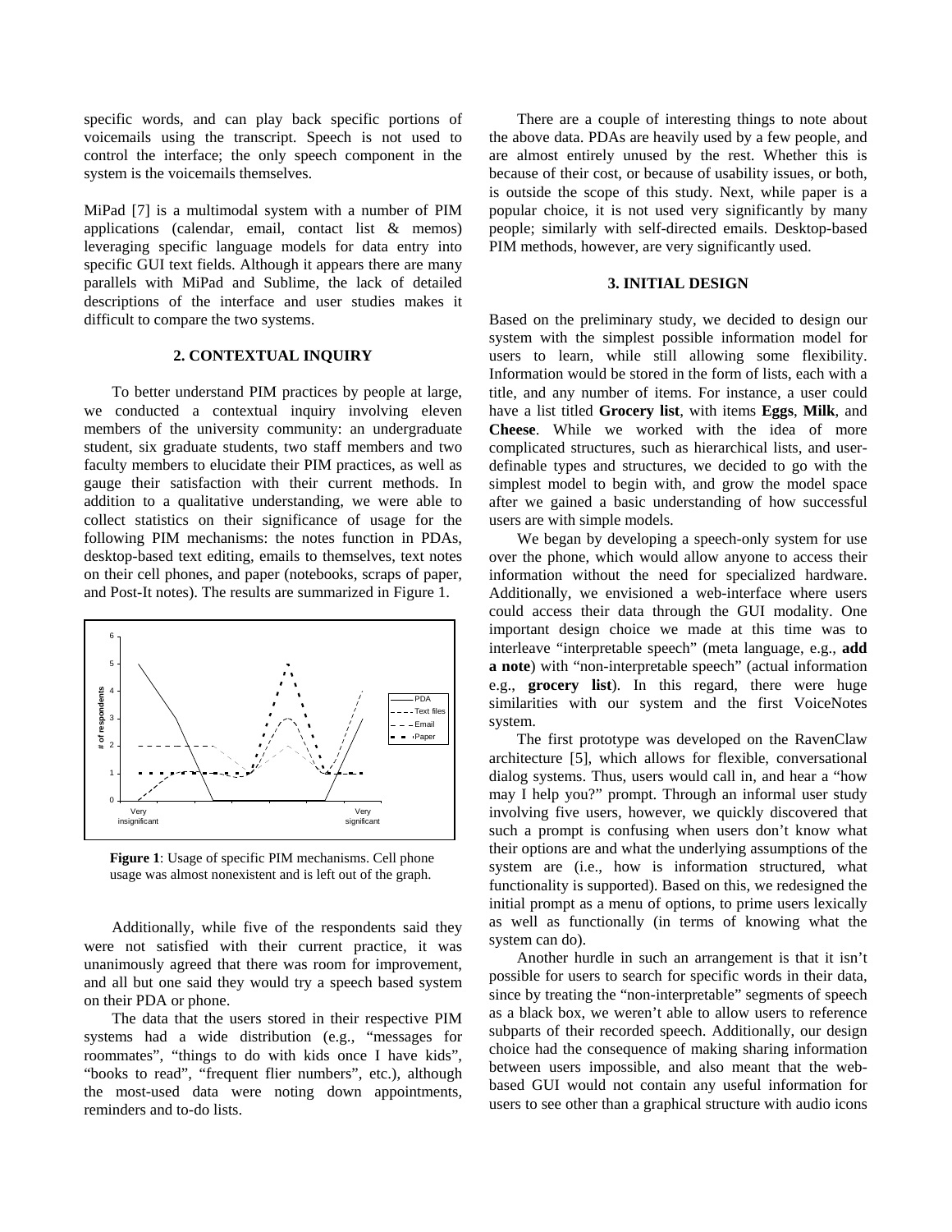specific words, and can play back specific portions of voicemails using the transcript. Speech is not used to control the interface; the only speech component in the system is the voicemails themselves.

MiPad [7] is a multimodal system with a number of PIM applications (calendar, email, contact list & memos) leveraging specific language models for data entry into specific GUI text fields. Although it appears there are many parallels with MiPad and Sublime, the lack of detailed descriptions of the interface and user studies makes it difficult to compare the two systems.

## 2. CONTEXTUAL INQUIRY

To better understand PIM practices by people at large, we conducted a contextual inquiry involving eleven members of the university community: an undergraduate student, six graduate students, two staff members and two faculty members to elucidate their PIM practices, as well as gauge their satisfaction with their current methods. In addition to a qualitative understanding, we were able to collect statistics on their significance of usage for the following PIM mechanisms: the notes function in PDAs, desktop-based text editing, emails to themselves, text notes on their cell phones, and paper (notebooks, scraps of paper, and Post-It notes). The results are summarized in Figure 1.

# of respondents

6
5
4
3
2
1
0

Very insignificant

Very significant

PDA
Text files
Email
Paper

**Figure 1**: Usage of specific PIM mechanisms. Cell phone usage was almost nonexistent and is left out of the graph.

Additionally, while five of the respondents said they were not satisfied with their current practice, it was unanimously agreed that there was room for improvement, and all but one said they would try a speech based system on their PDA or phone.

The data that the users stored in their respective PIM systems had a wide distribution (e.g., "messages for roommates", "things to do with kids once I have kids", "books to read", "frequent flier numbers", etc.), although the most-used data were noting down appointments, reminders and to-do lists.

There are a couple of interesting things to note about the above data. PDAs are heavily used by a few people, and are almost entirely unused by the rest. Whether this is because of their cost, or because of usability issues, or both, is outside the scope of this study. Next, while paper is a popular choice, it is not used very significantly by many people; similarly with self-directed emails. Desktop-based PIM methods, however, are very significantly used.

## 3. INITIAL DESIGN

Based on the preliminary study, we decided to design our system with the simplest possible information model for users to learn, while still allowing some flexibility. Information would be stored in the form of lists, each with a title, and any number of items. For instance, a user could have a list titled **Grocery list**, with items **Eggs**, **Milk**, and **Cheese**. While we worked with the idea of more complicated structures, such as hierarchical lists, and user-definable types and structures, we decided to go with the simplest model to begin with, and grow the model space after we gained a basic understanding of how successful users are with simple models.

We began by developing a speech-only system for use over the phone, which would allow anyone to access their information without the need for specialized hardware. Additionally, we envisioned a web-interface where users could access their data through the GUI modality. One important design choice we made at this time was to interleave "interpretable speech" (meta language, e.g., **add a note**) with "non-interpretable speech" (actual information e.g., **grocery list**). In this regard, there were huge similarities with our system and the first VoiceNotes system.

The first prototype was developed on the RavenClaw architecture [5], which allows for flexible, conversational dialog systems. Thus, users would call in, and hear a "how may I help you?" prompt. Through an informal user study involving five users, however, we quickly discovered that such a prompt is confusing when users don't know what their options are and what the underlying assumptions of the system are (i.e., how is information structured, what functionality is supported). Based on this, we redesigned the initial prompt as a menu of options, to prime users lexically as well as functionally (in terms of knowing what the system can do).

Another hurdle in such an arrangement is that it isn't possible for users to search for specific words in their data, since by treating the "non-interpretable" segments of speech as a black box, we weren't able to allow users to reference subparts of their recorded speech. Additionally, our design choice had the consequence of making sharing information between users impossible, and also meant that the web-based GUI would not contain any useful information for users to see other than a graphical structure with audio icons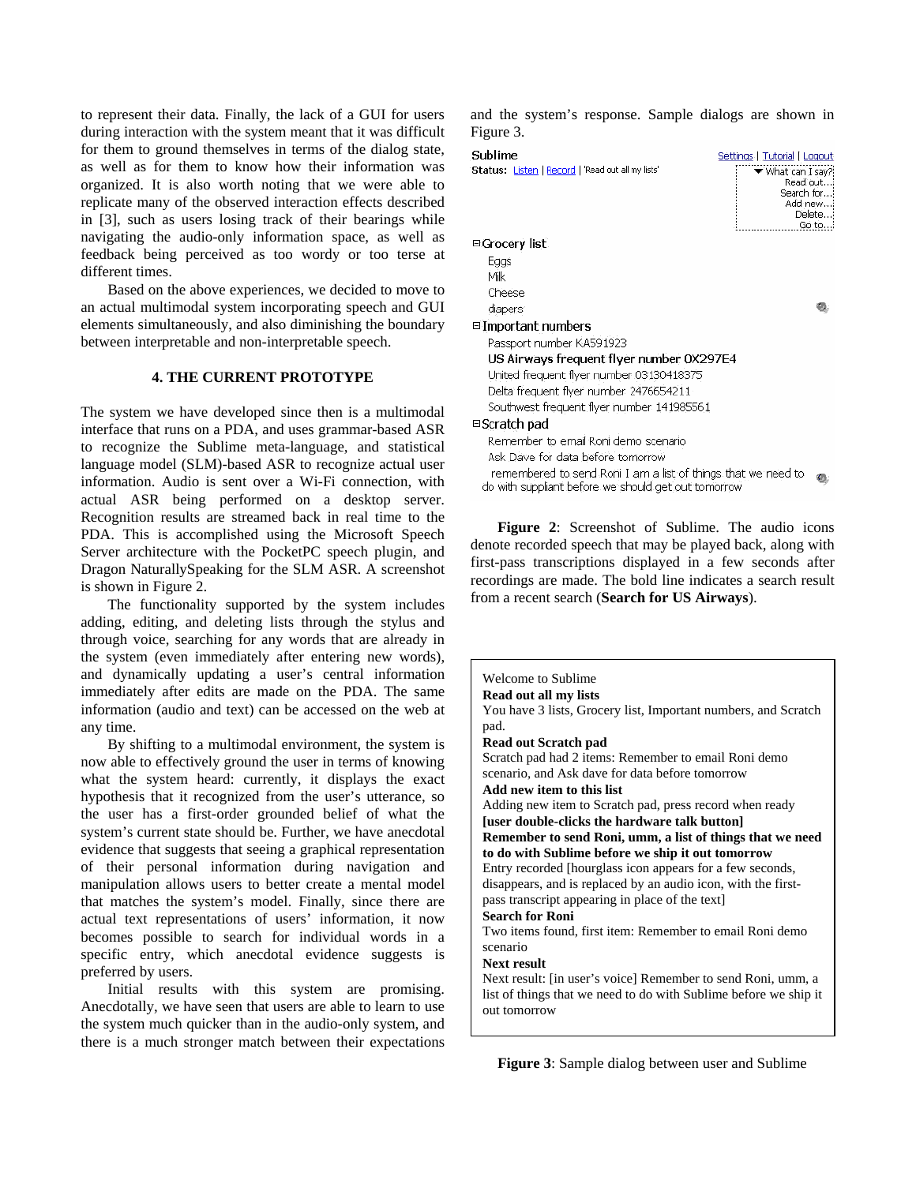to represent their data. Finally, the lack of a GUI for users during interaction with the system meant that it was difficult for them to ground themselves in terms of the dialog state, as well as for them to know how their information was organized. It is also worth noting that we were able to replicate many of the observed interaction effects described in [3], such as users losing track of their bearings while navigating the audio-only information space, as well as feedback being perceived as too wordy or too terse at different times.

Based on the above experiences, we decided to move to an actual multimodal system incorporating speech and GUI elements simultaneously, and also diminishing the boundary between interpretable and non-interpretable speech.

## 4. THE CURRENT PROTOTYPE

The system we have developed since then is a multimodal interface that runs on a PDA, and uses grammar-based ASR to recognize the Sublime meta-language, and statistical language model (SLM)-based ASR to recognize actual user information. Audio is sent over a Wi-Fi connection, with actual ASR being performed on a desktop server. Recognition results are streamed back in real time to the PDA. This is accomplished using the Microsoft Speech Server architecture with the PocketPC speech plugin, and Dragon NaturallySpeaking for the SLM ASR. A screenshot is shown in Figure 2.

The functionality supported by the system includes adding, editing, and deleting lists through the stylus and through voice, searching for any words that are already in the system (even immediately after entering new words), and dynamically updating a user's central information immediately after edits are made on the PDA. The same information (audio and text) can be accessed on the web at any time.

By shifting to a multimodal environment, the system is now able to effectively ground the user in terms of knowing what the system heard: currently, it displays the exact hypothesis that it recognized from the user's utterance, so the user has a first-order grounded belief of what the system's current state should be. Further, we have anecdotal evidence that suggests that seeing a graphical representation of their personal information during navigation and manipulation allows users to better create a mental model that matches the system's model. Finally, since there are actual text representations of users' information, it now becomes possible to search for individual words in a specific entry, which anecdotal evidence suggests is preferred by users.

Initial results with this system are promising. Anecdotally, we have seen that users are able to learn to use the system much quicker than in the audio-only system, and there is a much stronger match between their expectations and the system's response. Sample dialogs are shown in Figure 3.

Sublime
Settings | Tutorial | Logout
Status: Listen | Record | 'Read out all my lists'
What can I say?
Read out...
Search for...
Add new...
Delete...
Go to...

⊟Grocery list
Eggs
Milk
Cheese
diapers
⊟Important numbers
Passport number KA591923
**US Airways frequent flyer number 0X297E4**
United frequent flyer number 03130418375
Delta frequent flyer number 2476654211
Southwest frequent flyer number 141985561
⊟Scratch pad
Remember to email Roni demo scenario
Ask Dave for data before tomorrow
remembered to send Roni I am a list of things that we need to do with suppliant before we should get out tomorrow

**Figure 2**: Screenshot of Sublime. The audio icons denote recorded speech that may be played back, along with first-pass transcriptions displayed in a few seconds after recordings are made. The bold line indicates a search result from a recent search (**Search for US Airways**).

Welcome to Sublime
**Read out all my lists**
You have 3 lists, Grocery list, Important numbers, and Scratch pad.
**Read out Scratch pad**
Scratch pad had 2 items: Remember to email Roni demo scenario, and Ask dave for data before tomorrow
**Add new item to this list**
Adding new item to Scratch pad, press record when ready
**[user double-clicks the hardware talk button]**
**Remember to send Roni, umm, a list of things that we need to do with Sublime before we ship it out tomorrow**
Entry recorded [hourglass icon appears for a few seconds, disappears, and is replaced by an audio icon, with the first-pass transcript appearing in place of the text]
**Search for Roni**
Two items found, first item: Remember to email Roni demo scenario
**Next result**
Next result: [in user's voice] Remember to send Roni, umm, a list of things that we need to do with Sublime before we ship it out tomorrow

**Figure 3**: Sample dialog between user and Sublime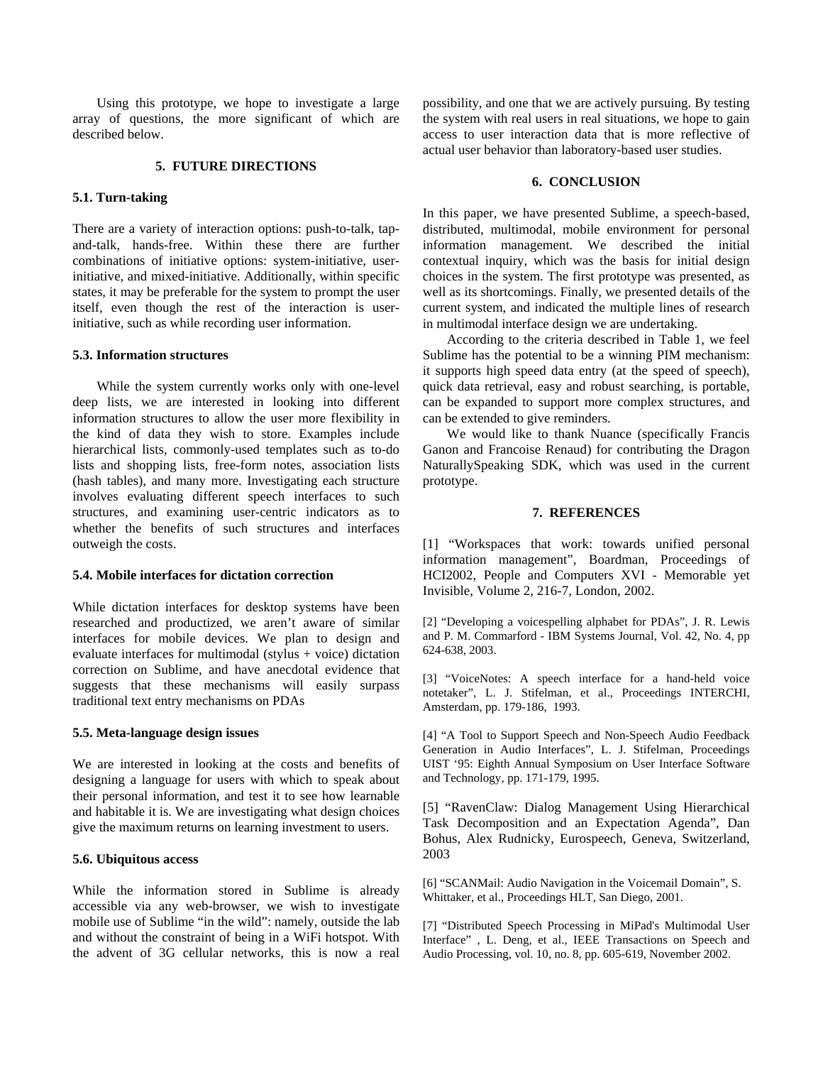Using this prototype, we hope to investigate a large array of questions, the more significant of which are described below.

## 5. FUTURE DIRECTIONS

### 5.1. Turn-taking

There are a variety of interaction options: push-to-talk, tap-and-talk, hands-free. Within these there are further combinations of initiative options: system-initiative, user-initiative, and mixed-initiative. Additionally, within specific states, it may be preferable for the system to prompt the user itself, even though the rest of the interaction is user-initiative, such as while recording user information.

### 5.3. Information structures

While the system currently works only with one-level deep lists, we are interested in looking into different information structures to allow the user more flexibility in the kind of data they wish to store. Examples include hierarchical lists, commonly-used templates such as to-do lists and shopping lists, free-form notes, association lists (hash tables), and many more. Investigating each structure involves evaluating different speech interfaces to such structures, and examining user-centric indicators as to whether the benefits of such structures and interfaces outweigh the costs.

### 5.4. Mobile interfaces for dictation correction

While dictation interfaces for desktop systems have been researched and productized, we aren't aware of similar interfaces for mobile devices. We plan to design and evaluate interfaces for multimodal (stylus + voice) dictation correction on Sublime, and have anecdotal evidence that suggests that these mechanisms will easily surpass traditional text entry mechanisms on PDAs

### 5.5. Meta-language design issues

We are interested in looking at the costs and benefits of designing a language for users with which to speak about their personal information, and test it to see how learnable and habitable it is. We are investigating what design choices give the maximum returns on learning investment to users.

### 5.6. Ubiquitous access

While the information stored in Sublime is already accessible via any web-browser, we wish to investigate mobile use of Sublime "in the wild": namely, outside the lab and without the constraint of being in a WiFi hotspot. With the advent of 3G cellular networks, this is now a real possibility, and one that we are actively pursuing. By testing the system with real users in real situations, we hope to gain access to user interaction data that is more reflective of actual user behavior than laboratory-based user studies.

## 6. CONCLUSION

In this paper, we have presented Sublime, a speech-based, distributed, multimodal, mobile environment for personal information management. We described the initial contextual inquiry, which was the basis for initial design choices in the system. The first prototype was presented, as well as its shortcomings. Finally, we presented details of the current system, and indicated the multiple lines of research in multimodal interface design we are undertaking.

According to the criteria described in Table 1, we feel Sublime has the potential to be a winning PIM mechanism: it supports high speed data entry (at the speed of speech), quick data retrieval, easy and robust searching, is portable, can be expanded to support more complex structures, and can be extended to give reminders.

We would like to thank Nuance (specifically Francis Ganon and Francoise Renaud) for contributing the Dragon NaturallySpeaking SDK, which was used in the current prototype.

## 7. REFERENCES

[1] "Workspaces that work: towards unified personal information management", Boardman, Proceedings of HCI2002, People and Computers XVI - Memorable yet Invisible, Volume 2, 216-7, London, 2002.

[2] "Developing a voicespelling alphabet for PDAs", J. R. Lewis and P. M. Commarford - IBM Systems Journal, Vol. 42, No. 4, pp 624-638, 2003.

[3] "VoiceNotes: A speech interface for a hand-held voice notetaker", L. J. Stifelman, et al., Proceedings INTERCHI, Amsterdam, pp. 179-186, 1993.

[4] "A Tool to Support Speech and Non-Speech Audio Feedback Generation in Audio Interfaces", L. J. Stifelman, Proceedings UIST '95: Eighth Annual Symposium on User Interface Software and Technology, pp. 171-179, 1995.

[5] "RavenClaw: Dialog Management Using Hierarchical Task Decomposition and an Expectation Agenda", Dan Bohus, Alex Rudnicky, Eurospeech, Geneva, Switzerland, 2003

[6] "SCANMail: Audio Navigation in the Voicemail Domain", S. Whittaker, et al., Proceedings HLT, San Diego, 2001.

[7] "Distributed Speech Processing in MiPad's Multimodal User Interface" , L. Deng, et al., IEEE Transactions on Speech and Audio Processing, vol. 10, no. 8, pp. 605-619, November 2002.